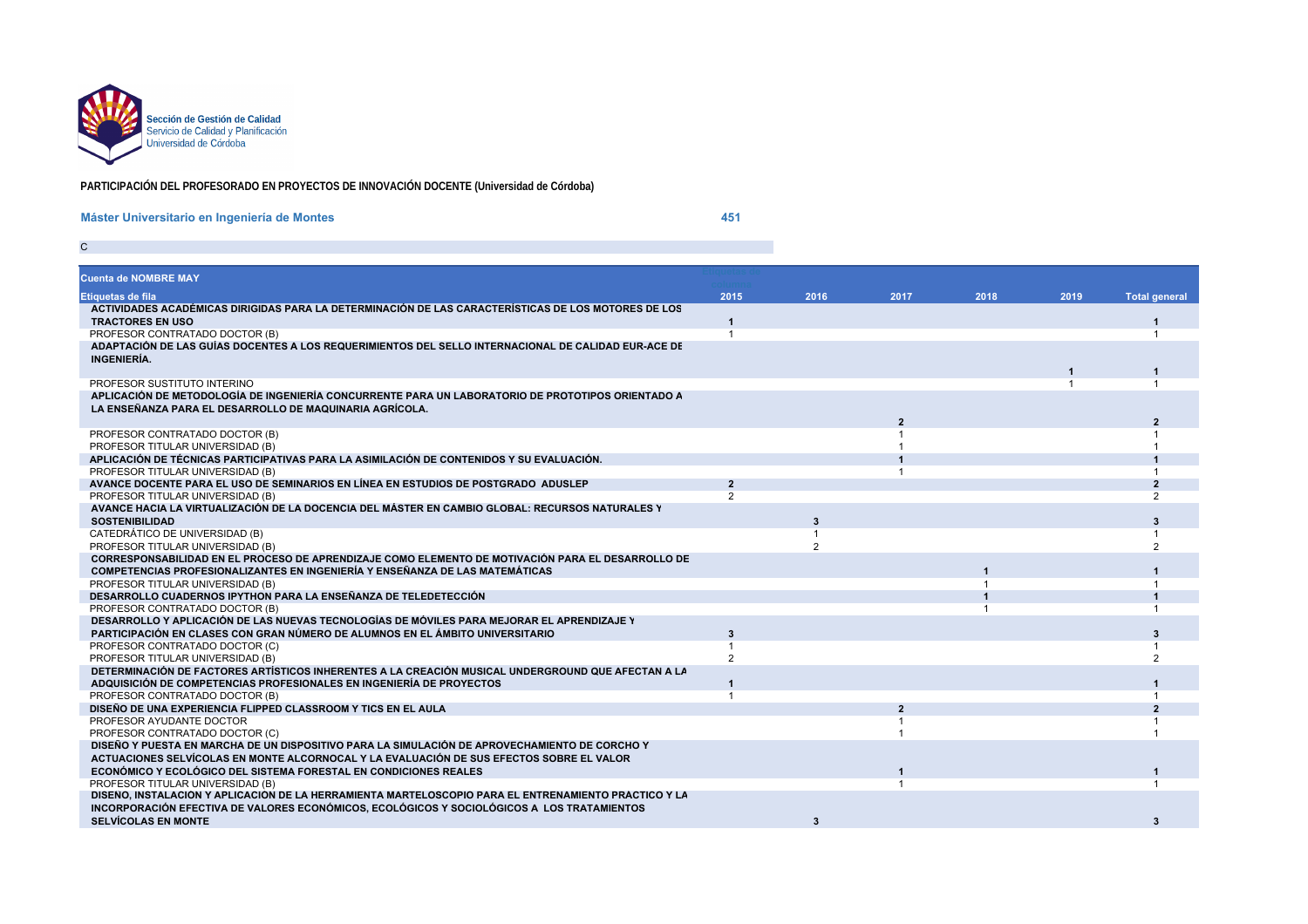Sección de Gestión de Calidad
Servicio de Calidad y Planificación
Universidad de Córdoba

**PARTICIPACIÓN DEL PROFESORADO EN PROYECTOS DE INNOVACIÓN DOCENTE (Universidad de Córdoba)**

**Máster Universitario en Ingeniería de Montes** **451**

C

| Cuenta de NOMBRE MAY | Etiquetas de columna | | | | | |
|---|---|---|---|---|---|---|
| **Etiquetas de fila** | **2015** | **2016** | **2017** | **2018** | **2019** | **Total general** |
| **ACTIVIDADES ACADÉMICAS DIRIGIDAS PARA LA DETERMINACIÓN DE LAS CARACTERÍSTICAS DE LOS MOTORES DE LOS TRACTORES EN USO** | **1** | | | | | **1** |
| PROFESOR CONTRATADO DOCTOR (B) | 1 | | | | | 1 |
| **ADAPTACIÓN DE LAS GUÍAS DOCENTES A LOS REQUERIMIENTOS DEL SELLO INTERNACIONAL DE CALIDAD EUR-ACE DE INGENIERÍA.** | | | | | **1** | **1** |
| PROFESOR SUSTITUTO INTERINO | | | | | 1 | 1 |
| **APLICACIÓN DE METODOLOGÍA DE INGENIERÍA CONCURRENTE PARA UN LABORATORIO DE PROTOTIPOS ORIENTADO A LA ENSEÑANZA PARA EL DESARROLLO DE MAQUINARIA AGRÍCOLA.** | | | **2** | | | **2** |
| PROFESOR CONTRATADO DOCTOR (B) | | | 1 | | | 1 |
| PROFESOR TITULAR UNIVERSIDAD (B) | | | 1 | | | 1 |
| **APLICACIÓN DE TÉCNICAS PARTICIPATIVAS PARA LA ASIMILACIÓN DE CONTENIDOS Y SU EVALUACIÓN.** | | | **1** | | | **1** |
| PROFESOR TITULAR UNIVERSIDAD (B) | | | 1 | | | 1 |
| **AVANCE DOCENTE PARA EL USO DE SEMINARIOS EN LÍNEA EN ESTUDIOS DE POSTGRADO ADUSLEP** | **2** | | | | | **2** |
| PROFESOR TITULAR UNIVERSIDAD (B) | 2 | | | | | 2 |
| **AVANCE HACIA LA VIRTUALIZACIÓN DE LA DOCENCIA DEL MÁSTER EN CAMBIO GLOBAL: RECURSOS NATURALES Y SOSTENIBILIDAD** | | **3** | | | | **3** |
| CATEDRÁTICO DE UNIVERSIDAD (B) | | 1 | | | | 1 |
| PROFESOR TITULAR UNIVERSIDAD (B) | | 2 | | | | 2 |
| **CORRESPONSABILIDAD EN EL PROCESO DE APRENDIZAJE COMO ELEMENTO DE MOTIVACIÓN PARA EL DESARROLLO DE COMPETENCIAS PROFESIONALIZANTES EN INGENIERÍA Y ENSEÑANZA DE LAS MATEMÁTICAS** | | | | **1** | | **1** |
| PROFESOR TITULAR UNIVERSIDAD (B) | | | | 1 | | 1 |
| **DESARROLLO CUADERNOS IPYTHON PARA LA ENSEÑANZA DE TELEDETECCIÓN** | | | | **1** | | **1** |
| PROFESOR CONTRATADO DOCTOR (B) | | | | 1 | | 1 |
| **DESARROLLO Y APLICACIÓN DE LAS NUEVAS TECNOLOGÍAS DE MÓVILES PARA MEJORAR EL APRENDIZAJE Y PARTICIPACIÓN EN CLASES CON GRAN NÚMERO DE ALUMNOS EN EL ÁMBITO UNIVERSITARIO** | **3** | | | | | **3** |
| PROFESOR CONTRATADO DOCTOR (C) | 1 | | | | | 1 |
| PROFESOR TITULAR UNIVERSIDAD (B) | 2 | | | | | 2 |
| **DETERMINACIÓN DE FACTORES ARTÍSTICOS INHERENTES A LA CREACIÓN MUSICAL UNDERGROUND QUE AFECTAN A LA ADQUISICIÓN DE COMPETENCIAS PROFESIONALES EN INGENIERÍA DE PROYECTOS** | **1** | | | | | **1** |
| PROFESOR CONTRATADO DOCTOR (B) | 1 | | | | | 1 |
| **DISEÑO DE UNA EXPERIENCIA FLIPPED CLASSROOM Y TICS EN EL AULA** | | | **2** | | | **2** |
| PROFESOR AYUDANTE DOCTOR | | | 1 | | | 1 |
| PROFESOR CONTRATADO DOCTOR (C) | | | 1 | | | 1 |
| **DISEÑO Y PUESTA EN MARCHA DE UN DISPOSITIVO PARA LA SIMULACIÓN DE APROVECHAMIENTO DE CORCHO Y ACTUACIONES SELVÍCOLAS EN MONTE ALCORNOCAL Y LA EVALUACIÓN DE SUS EFECTOS SOBRE EL VALOR ECONÓMICO Y ECOLÓGICO DEL SISTEMA FORESTAL EN CONDICIONES REALES** | | | **1** | | | **1** |
| PROFESOR TITULAR UNIVERSIDAD (B) | | | 1 | | | 1 |
| **DISENO, INSTALACION Y APLICACION DE LA HERRAMIENTA MARTELOSCOPIO PARA EL ENTRENAMIENTO PRACTICO Y LA INCORPORACIÓN EFECTIVA DE VALORES ECONÓMICOS, ECOLÓGICOS Y SOCIOLÓGICOS A LOS TRATAMIENTOS SELVÍCOLAS EN MONTE** | | **3** | | | | **3** |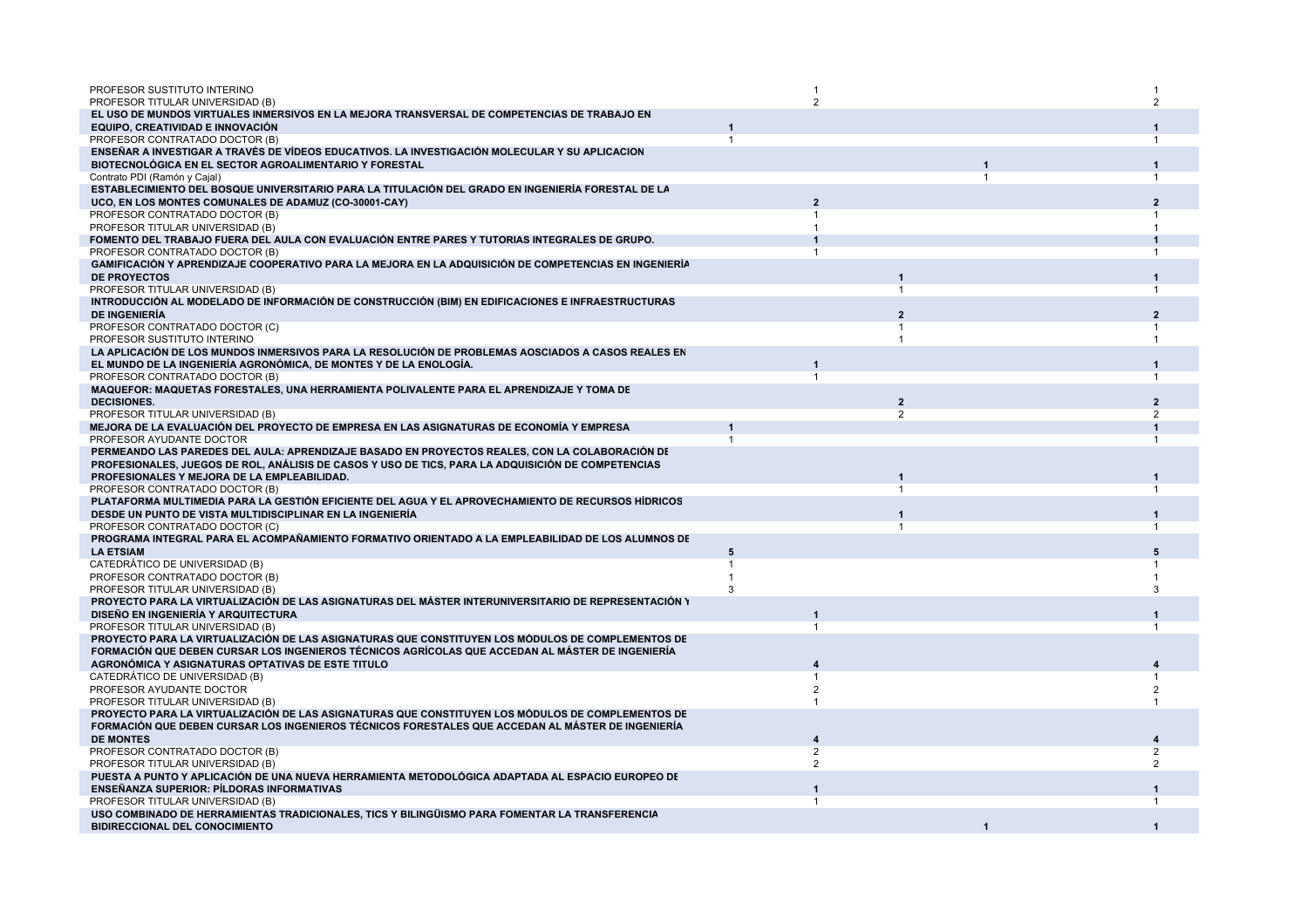| | | | | | |
|---|---|---|---|---|---|
| PROFESOR SUSTITUTO INTERINO | | 1 | | | 1 |
| PROFESOR TITULAR UNIVERSIDAD (B) | | 2 | | | 2 |
| **EL USO DE MUNDOS VIRTUALES INMERSIVOS EN LA MEJORA TRANSVERSAL DE COMPETENCIAS DE TRABAJO EN EQUIPO, CREATIVIDAD E INNOVACIÓN** | **1** | | | | **1** |
| PROFESOR CONTRATADO DOCTOR (B) | 1 | | | | 1 |
| **ENSEÑAR A INVESTIGAR A TRAVÉS DE VÍDEOS EDUCATIVOS. LA INVESTIGACIÓN MOLECULAR Y SU APLICACION BIOTECNOLÓGICA EN EL SECTOR AGROALIMENTARIO Y FORESTAL** | | | | **1** | **1** |
| Contrato PDI (Ramón y Cajal) | | | | 1 | 1 |
| **ESTABLECIMIENTO DEL BOSQUE UNIVERSITARIO PARA LA TITULACIÓN DEL GRADO EN INGENIERÍA FORESTAL DE LA UCO, EN LOS MONTES COMUNALES DE ADAMUZ (CO-30001-CAY)** | | **2** | | | **2** |
| PROFESOR CONTRATADO DOCTOR (B) | | 1 | | | 1 |
| PROFESOR TITULAR UNIVERSIDAD (B) | | 1 | | | 1 |
| **FOMENTO DEL TRABAJO FUERA DEL AULA CON EVALUACIÓN ENTRE PARES Y TUTORIAS INTEGRALES DE GRUPO.** | | **1** | | | **1** |
| PROFESOR CONTRATADO DOCTOR (B) | | 1 | | | 1 |
| **GAMIFICACIÓN Y APRENDIZAJE COOPERATIVO PARA LA MEJORA EN LA ADQUISICIÓN DE COMPETENCIAS EN INGENIERÍA DE PROYECTOS** | | | **1** | | **1** |
| PROFESOR TITULAR UNIVERSIDAD (B) | | | 1 | | 1 |
| **INTRODUCCIÓN AL MODELADO DE INFORMACIÓN DE CONSTRUCCIÓN (BIM) EN EDIFICACIONES E INFRAESTRUCTURAS DE INGENIERÍA** | | | **2** | | **2** |
| PROFESOR CONTRATADO DOCTOR (C) | | | 1 | | 1 |
| PROFESOR SUSTITUTO INTERINO | | | 1 | | 1 |
| **LA APLICACIÓN DE LOS MUNDOS INMERSIVOS PARA LA RESOLUCIÓN DE PROBLEMAS AOSCIADOS A CASOS REALES EN EL MUNDO DE LA INGENIERÍA AGRONÓMICA, DE MONTES Y DE LA ENOLOGÍA.** | | **1** | | | **1** |
| PROFESOR CONTRATADO DOCTOR (B) | | 1 | | | 1 |
| **MAQUEFOR: MAQUETAS FORESTALES, UNA HERRAMIENTA POLIVALENTE PARA EL APRENDIZAJE Y TOMA DE DECISIONES.** | | | **2** | | **2** |
| PROFESOR TITULAR UNIVERSIDAD (B) | | | 2 | | 2 |
| **MEJORA DE LA EVALUACIÓN DEL PROYECTO DE EMPRESA EN LAS ASIGNATURAS DE ECONOMÍA Y EMPRESA** | **1** | | | | **1** |
| PROFESOR AYUDANTE DOCTOR | 1 | | | | 1 |
| **PERMEANDO LAS PAREDES DEL AULA: APRENDIZAJE BASADO EN PROYECTOS REALES, CON LA COLABORACIÓN DE PROFESIONALES, JUEGOS DE ROL, ANÁLISIS DE CASOS Y USO DE TICS, PARA LA ADQUISICIÓN DE COMPETENCIAS PROFESIONALES Y MEJORA DE LA EMPLEABILIDAD.** | | | **1** | | **1** |
| PROFESOR CONTRATADO DOCTOR (B) | | | 1 | | 1 |
| **PLATAFORMA MULTIMEDIA PARA LA GESTIÓN EFICIENTE DEL AGUA Y EL APROVECHAMIENTO DE RECURSOS HÍDRICOS DESDE UN PUNTO DE VISTA MULTIDISCIPLINAR EN LA INGENIERÍA** | | | **1** | | **1** |
| PROFESOR CONTRATADO DOCTOR (C) | | | 1 | | 1 |
| **PROGRAMA INTEGRAL PARA EL ACOMPAÑAMIENTO FORMATIVO ORIENTADO A LA EMPLEABILIDAD DE LOS ALUMNOS DE LA ETSIAM** | **5** | | | | **5** |
| CATEDRÁTICO DE UNIVERSIDAD (B) | 1 | | | | 1 |
| PROFESOR CONTRATADO DOCTOR (B) | 1 | | | | 1 |
| PROFESOR TITULAR UNIVERSIDAD (B) | 3 | | | | 3 |
| **PROYECTO PARA LA VIRTUALIZACIÓN DE LAS ASIGNATURAS DEL MÁSTER INTERUNIVERSITARIO DE REPRESENTACIÓN Y DISEÑO EN INGENIERÍA Y ARQUITECTURA** | | **1** | | | **1** |
| PROFESOR TITULAR UNIVERSIDAD (B) | | 1 | | | 1 |
| **PROYECTO PARA LA VIRTUALIZACIÓN DE LAS ASIGNATURAS QUE CONSTITUYEN LOS MÓDULOS DE COMPLEMENTOS DE FORMACIÓN QUE DEBEN CURSAR LOS INGENIEROS TÉCNICOS AGRÍCOLAS QUE ACCEDAN AL MÁSTER DE INGENIERÍA AGRONÓMICA Y ASIGNATURAS OPTATIVAS DE ESTE TITULO** | | **4** | | | **4** |
| CATEDRÁTICO DE UNIVERSIDAD (B) | | 1 | | | 1 |
| PROFESOR AYUDANTE DOCTOR | | 2 | | | 2 |
| PROFESOR TITULAR UNIVERSIDAD (B) | | 1 | | | 1 |
| **PROYECTO PARA LA VIRTUALIZACIÓN DE LAS ASIGNATURAS QUE CONSTITUYEN LOS MÓDULOS DE COMPLEMENTOS DE FORMACIÓN QUE DEBEN CURSAR LOS INGENIEROS TÉCNICOS FORESTALES QUE ACCEDAN AL MÁSTER DE INGENIERÍA DE MONTES** | | **4** | | | **4** |
| PROFESOR CONTRATADO DOCTOR (B) | | 2 | | | 2 |
| PROFESOR TITULAR UNIVERSIDAD (B) | | 2 | | | 2 |
| **PUESTA A PUNTO Y APLICACIÓN DE UNA NUEVA HERRAMIENTA METODOLÓGICA ADAPTADA AL ESPACIO EUROPEO DE ENSEÑANZA SUPERIOR: PÍLDORAS INFORMATIVAS** | | **1** | | | **1** |
| PROFESOR TITULAR UNIVERSIDAD (B) | | 1 | | | 1 |
| **USO COMBINADO DE HERRAMIENTAS TRADICIONALES, TICS Y BILINGÜISMO PARA FOMENTAR LA TRANSFERENCIA BIDIRECCIONAL DEL CONOCIMIENTO** | | | | **1** | **1** |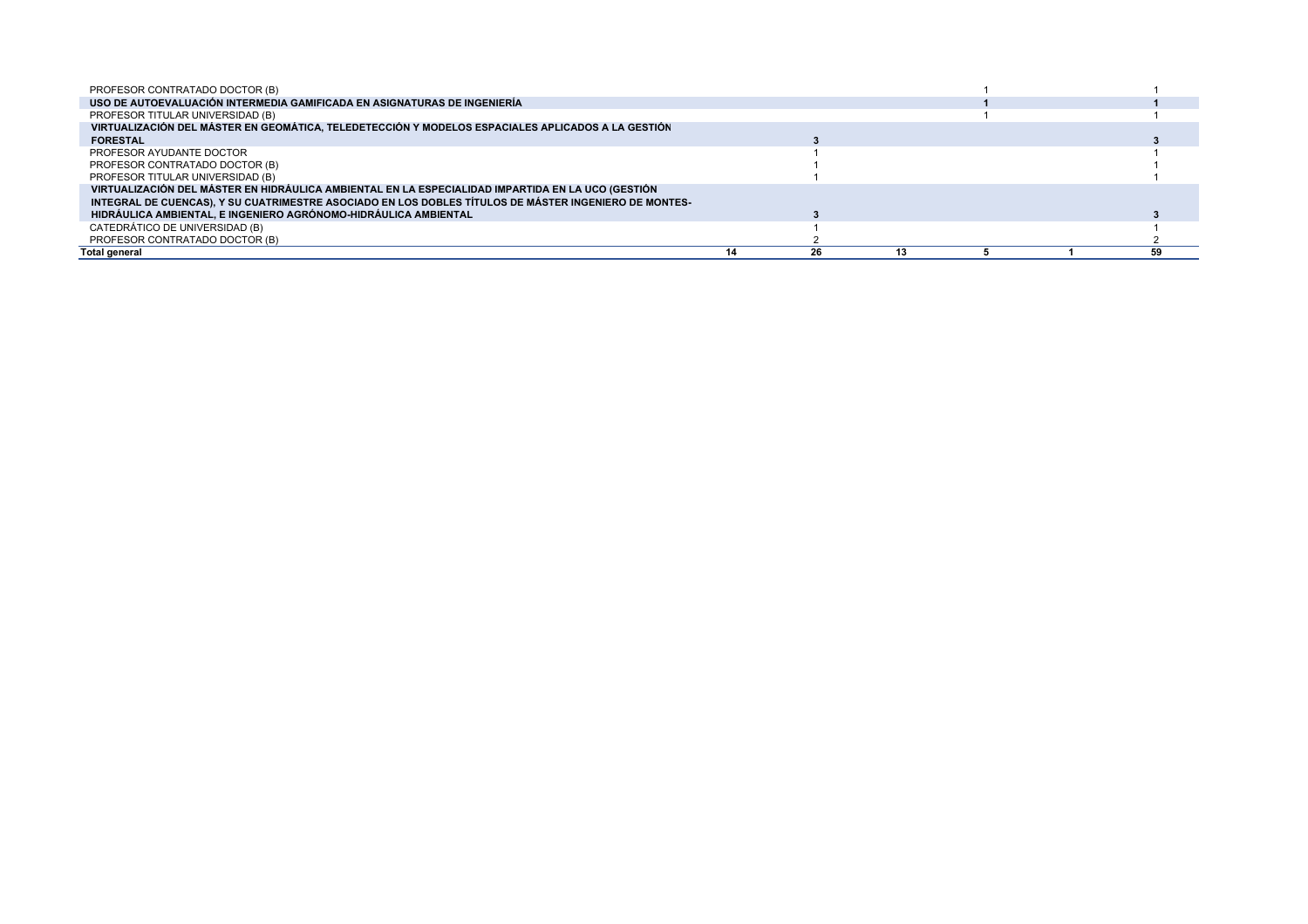| | | | | | | |
|---|---|---|---|---|---|---|
| PROFESOR CONTRATADO DOCTOR (B) | | | | 1 | | 1 |
| **USO DE AUTOEVALUACIÓN INTERMEDIA GAMIFICADA EN ASIGNATURAS DE INGENIERÍA** | | | | **1** | | **1** |
| PROFESOR TITULAR UNIVERSIDAD (B) | | | | 1 | | 1 |
| **VIRTUALIZACIÓN DEL MÁSTER EN GEOMÁTICA, TELEDETECCIÓN Y MODELOS ESPACIALES APLICADOS A LA GESTIÓN FORESTAL** | | **3** | | | | **3** |
| PROFESOR AYUDANTE DOCTOR | | 1 | | | | 1 |
| PROFESOR CONTRATADO DOCTOR (B) | | 1 | | | | 1 |
| PROFESOR TITULAR UNIVERSIDAD (B) | | 1 | | | | 1 |
| **VIRTUALIZACIÓN DEL MÁSTER EN HIDRÁULICA AMBIENTAL EN LA ESPECIALIDAD IMPARTIDA EN LA UCO (GESTIÓN INTEGRAL DE CUENCAS), Y SU CUATRIMESTRE ASOCIADO EN LOS DOBLES TÍTULOS DE MÁSTER INGENIERO DE MONTES-HIDRÁULICA AMBIENTAL, E INGENIERO AGRÓNOMO-HIDRÁULICA AMBIENTAL** | | **3** | | | | **3** |
| CATEDRÁTICO DE UNIVERSIDAD (B) | | 1 | | | | 1 |
| PROFESOR CONTRATADO DOCTOR (B) | | 2 | | | | 2 |
| **Total general** | **14** | **26** | **13** | **5** | **1** | **59** |